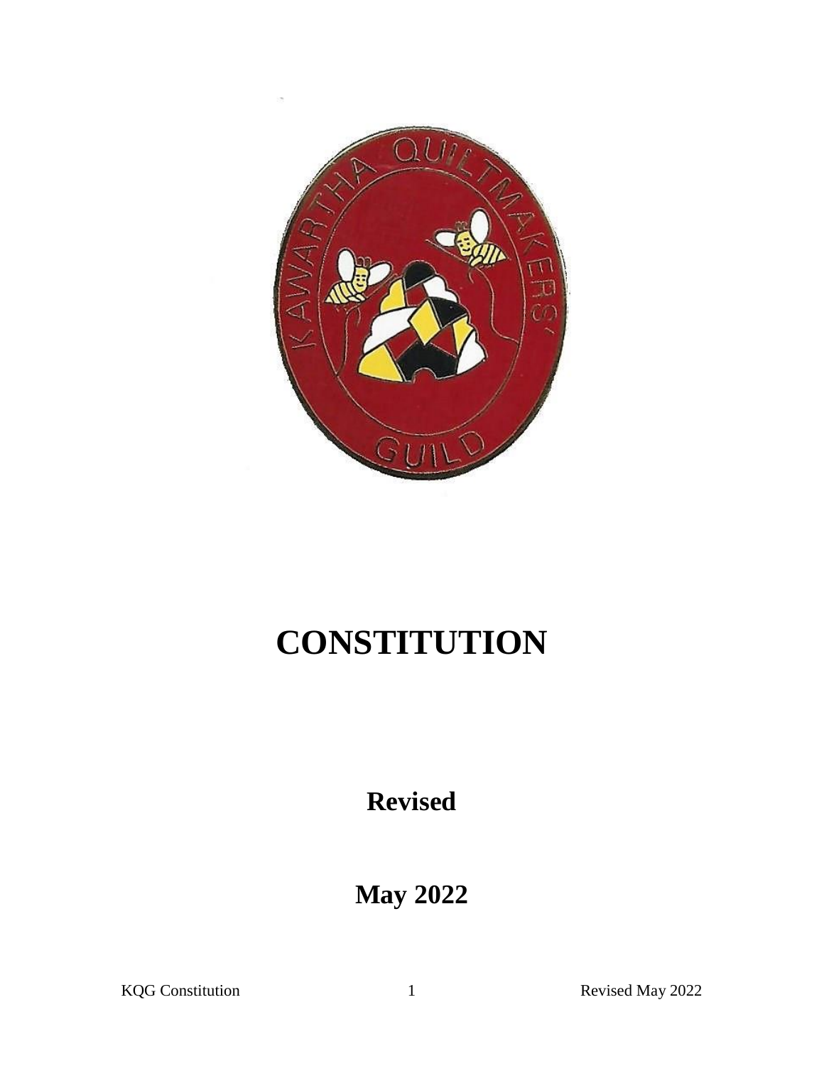# CONSTITUTION

**Revised**

**May 2022**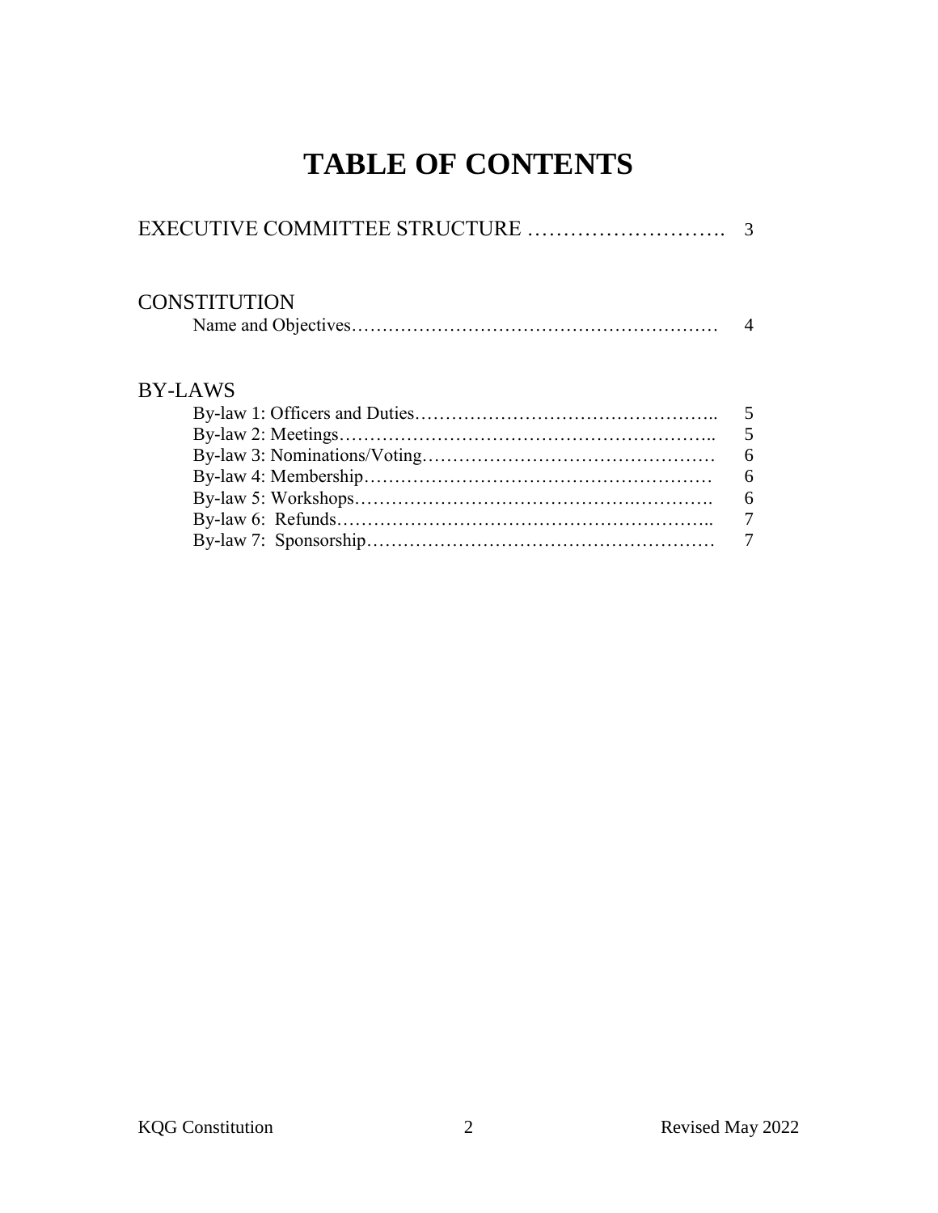# TABLE OF CONTENTS

EXECUTIVE COMMITTEE STRUCTURE ………………………. 3

CONSTITUTION

- Name and Objectives…………………………………………………… 4

BY-LAWS

- By-law 1: Officers and Duties………………………………………….. 5
- By-law 2: Meetings…………………………………………………….. 5
- By-law 3: Nominations/Voting………………………………………… 6
- By-law 4: Membership………………………………………………… 6
- By-law 5: Workshops…………………………………….………… 6
- By-law 6: Refunds…………………………………………………….. 7
- By-law 7: Sponsorship………………………………………………… 7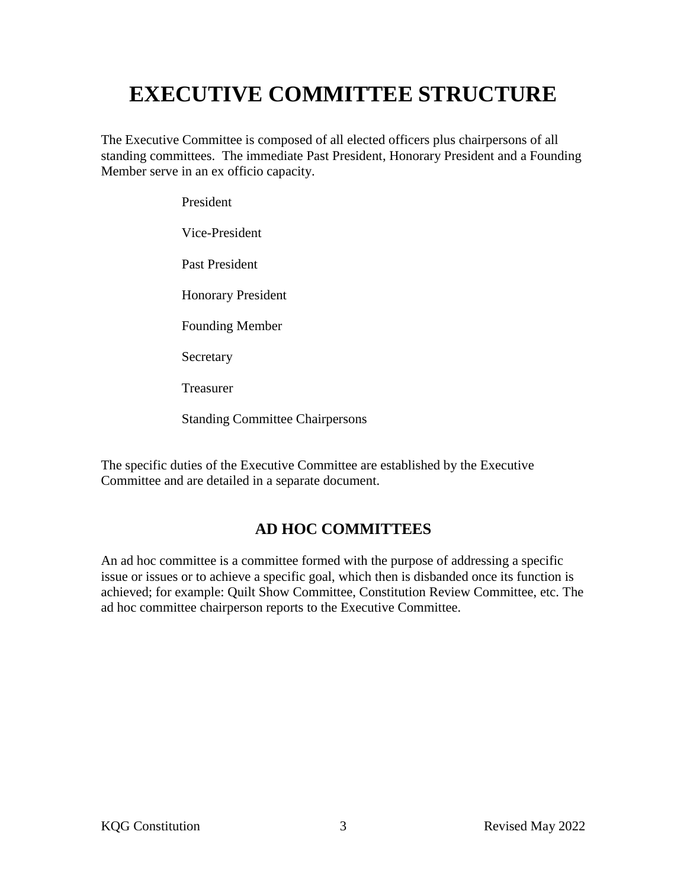# EXECUTIVE COMMITTEE STRUCTURE

The Executive Committee is composed of all elected officers plus chairpersons of all standing committees. The immediate Past President, Honorary President and a Founding Member serve in an ex officio capacity.

- President
- Vice-President
- Past President
- Honorary President
- Founding Member
- Secretary
- Treasurer
- Standing Committee Chairpersons

The specific duties of the Executive Committee are established by the Executive Committee and are detailed in a separate document.

## AD HOC COMMITTEES

An ad hoc committee is a committee formed with the purpose of addressing a specific issue or issues or to achieve a specific goal, which then is disbanded once its function is achieved; for example: Quilt Show Committee, Constitution Review Committee, etc. The ad hoc committee chairperson reports to the Executive Committee.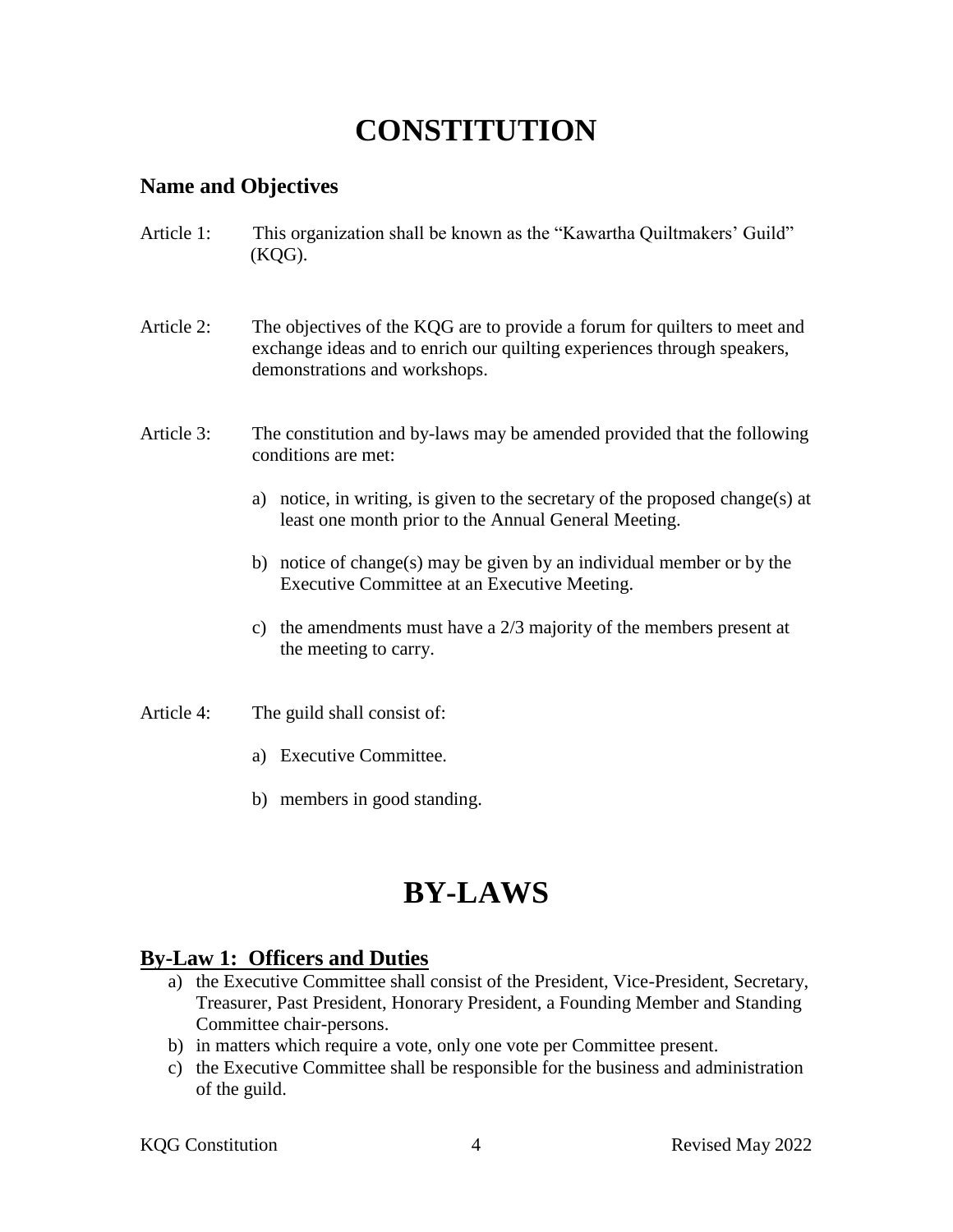# CONSTITUTION

## Name and Objectives

Article 1: This organization shall be known as the "Kawartha Quiltmakers' Guild" (KQG).

Article 2: The objectives of the KQG are to provide a forum for quilters to meet and exchange ideas and to enrich our quilting experiences through speakers, demonstrations and workshops.

Article 3: The constitution and by-laws may be amended provided that the following conditions are met:

a) notice, in writing, is given to the secretary of the proposed change(s) at least one month prior to the Annual General Meeting.

b) notice of change(s) may be given by an individual member or by the Executive Committee at an Executive Meeting.

c) the amendments must have a 2/3 majority of the members present at the meeting to carry.

Article 4: The guild shall consist of:

a) Executive Committee.

b) members in good standing.

# BY-LAWS

## By-Law 1: Officers and Duties

a) the Executive Committee shall consist of the President, Vice-President, Secretary, Treasurer, Past President, Honorary President, a Founding Member and Standing Committee chair-persons.
b) in matters which require a vote, only one vote per Committee present.
c) the Executive Committee shall be responsible for the business and administration of the guild.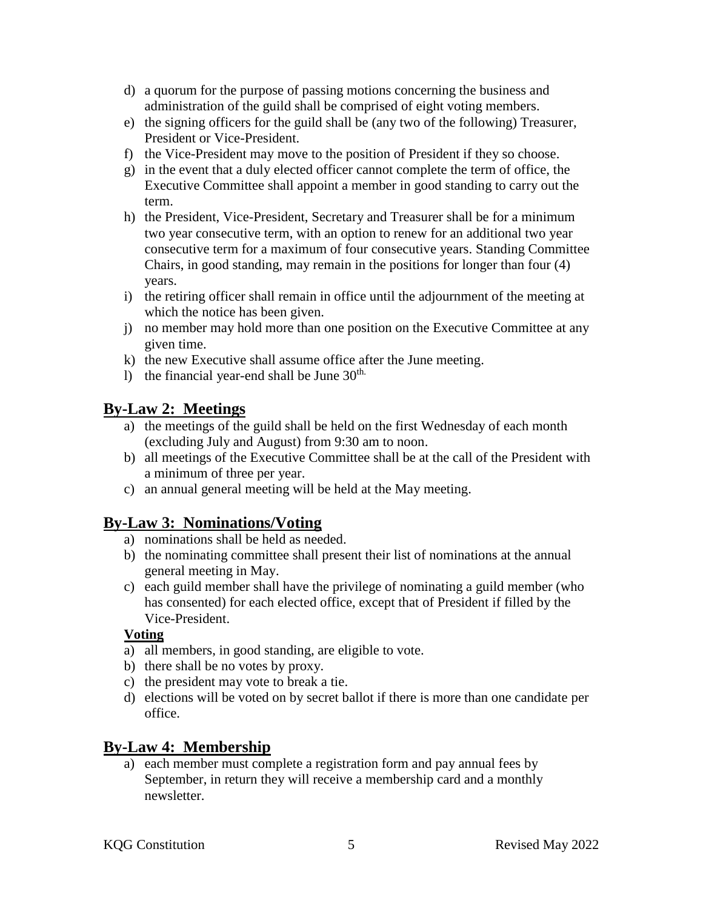d) a quorum for the purpose of passing motions concerning the business and administration of the guild shall be comprised of eight voting members.
e) the signing officers for the guild shall be (any two of the following) Treasurer, President or Vice-President.
f) the Vice-President may move to the position of President if they so choose.
g) in the event that a duly elected officer cannot complete the term of office, the Executive Committee shall appoint a member in good standing to carry out the term.
h) the President, Vice-President, Secretary and Treasurer shall be for a minimum two year consecutive term, with an option to renew for an additional two year consecutive term for a maximum of four consecutive years. Standing Committee Chairs, in good standing, may remain in the positions for longer than four (4) years.
i) the retiring officer shall remain in office until the adjournment of the meeting at which the notice has been given.
j) no member may hold more than one position on the Executive Committee at any given time.
k) the new Executive shall assume office after the June meeting.
l) the financial year-end shall be June 30th.

## By-Law 2: Meetings

a) the meetings of the guild shall be held on the first Wednesday of each month (excluding July and August) from 9:30 am to noon.
b) all meetings of the Executive Committee shall be at the call of the President with a minimum of three per year.
c) an annual general meeting will be held at the May meeting.

## By-Law 3: Nominations/Voting

a) nominations shall be held as needed.
b) the nominating committee shall present their list of nominations at the annual general meeting in May.
c) each guild member shall have the privilege of nominating a guild member (who has consented) for each elected office, except that of President if filled by the Vice-President.

**Voting**

a) all members, in good standing, are eligible to vote.
b) there shall be no votes by proxy.
c) the president may vote to break a tie.
d) elections will be voted on by secret ballot if there is more than one candidate per office.

## By-Law 4: Membership

a) each member must complete a registration form and pay annual fees by September, in return they will receive a membership card and a monthly newsletter.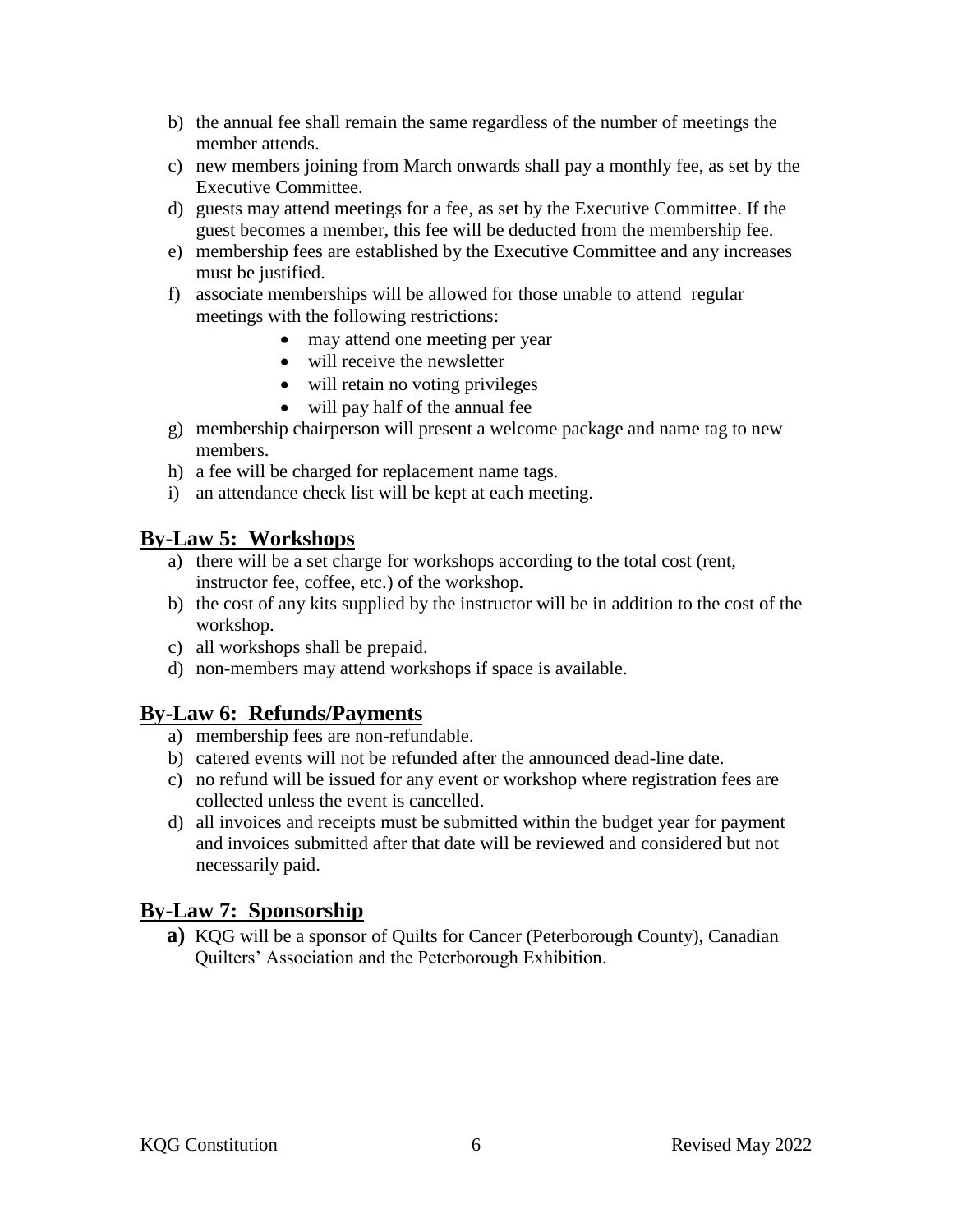b) the annual fee shall remain the same regardless of the number of meetings the member attends.
c) new members joining from March onwards shall pay a monthly fee, as set by the Executive Committee.
d) guests may attend meetings for a fee, as set by the Executive Committee. If the guest becomes a member, this fee will be deducted from the membership fee.
e) membership fees are established by the Executive Committee and any increases must be justified.
f) associate memberships will be allowed for those unable to attend regular meetings with the following restrictions:
    - may attend one meeting per year
    - will receive the newsletter
    - will retain <u>no</u> voting privileges
    - will pay half of the annual fee
g) membership chairperson will present a welcome package and name tag to new members.
h) a fee will be charged for replacement name tags.
i) an attendance check list will be kept at each meeting.

## By-Law 5: Workshops

a) there will be a set charge for workshops according to the total cost (rent, instructor fee, coffee, etc.) of the workshop.
b) the cost of any kits supplied by the instructor will be in addition to the cost of the workshop.
c) all workshops shall be prepaid.
d) non-members may attend workshops if space is available.

## By-Law 6: Refunds/Payments

a) membership fees are non-refundable.
b) catered events will not be refunded after the announced dead-line date.
c) no refund will be issued for any event or workshop where registration fees are collected unless the event is cancelled.
d) all invoices and receipts must be submitted within the budget year for payment and invoices submitted after that date will be reviewed and considered but not necessarily paid.

## By-Law 7: Sponsorship

**a)** KQG will be a sponsor of Quilts for Cancer (Peterborough County), Canadian Quilters' Association and the Peterborough Exhibition.